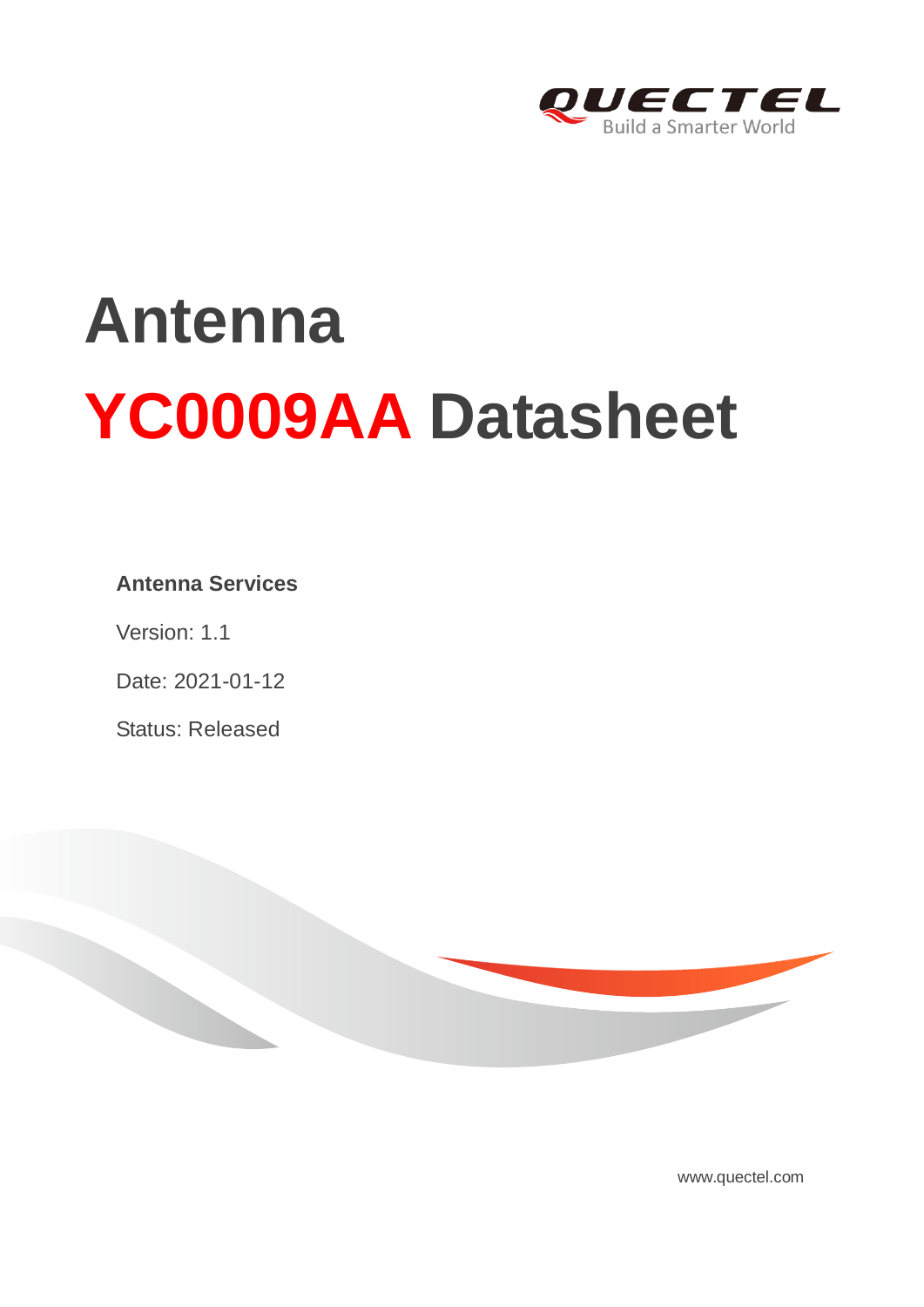# Antenna

# YC0009AA Datasheet

**Antenna Services**

Version: 1.1

Date: 2021-01-12

Status: Released

www.quectel.com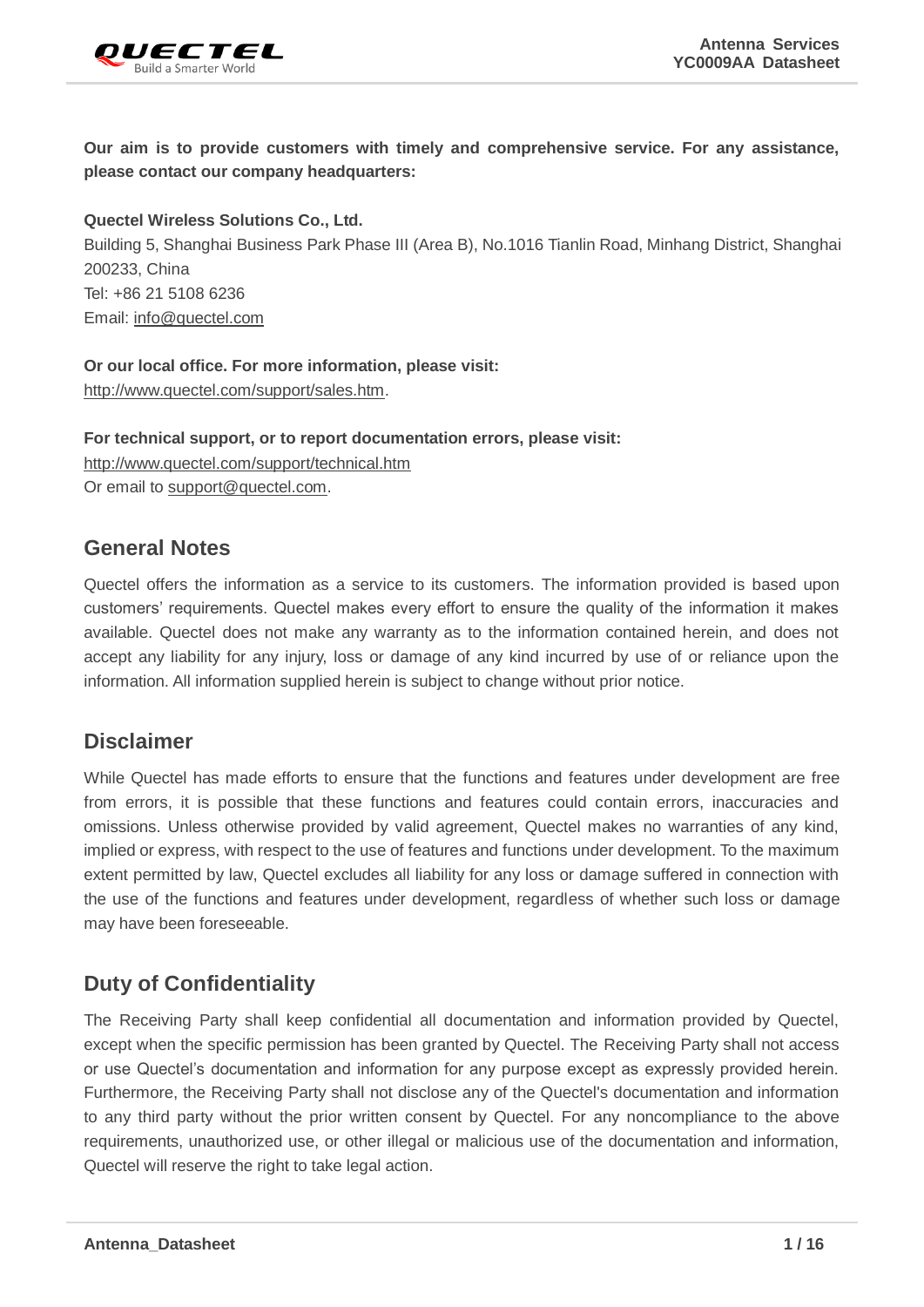**Our aim is to provide customers with timely and comprehensive service. For any assistance, please contact our company headquarters:**

**Quectel Wireless Solutions Co., Ltd.**
Building 5, Shanghai Business Park Phase III (Area B), No.1016 Tianlin Road, Minhang District, Shanghai 200233, China
Tel: +86 21 5108 6236
Email: info@quectel.com

**Or our local office. For more information, please visit:**
http://www.quectel.com/support/sales.htm.

**For technical support, or to report documentation errors, please visit:**
http://www.quectel.com/support/technical.htm
Or email to support@quectel.com.

## General Notes

Quectel offers the information as a service to its customers. The information provided is based upon customers' requirements. Quectel makes every effort to ensure the quality of the information it makes available. Quectel does not make any warranty as to the information contained herein, and does not accept any liability for any injury, loss or damage of any kind incurred by use of or reliance upon the information. All information supplied herein is subject to change without prior notice.

## Disclaimer

While Quectel has made efforts to ensure that the functions and features under development are free from errors, it is possible that these functions and features could contain errors, inaccuracies and omissions. Unless otherwise provided by valid agreement, Quectel makes no warranties of any kind, implied or express, with respect to the use of features and functions under development. To the maximum extent permitted by law, Quectel excludes all liability for any loss or damage suffered in connection with the use of the functions and features under development, regardless of whether such loss or damage may have been foreseeable.

## Duty of Confidentiality

The Receiving Party shall keep confidential all documentation and information provided by Quectel, except when the specific permission has been granted by Quectel. The Receiving Party shall not access or use Quectel's documentation and information for any purpose except as expressly provided herein. Furthermore, the Receiving Party shall not disclose any of the Quectel's documentation and information to any third party without the prior written consent by Quectel. For any noncompliance to the above requirements, unauthorized use, or other illegal or malicious use of the documentation and information, Quectel will reserve the right to take legal action.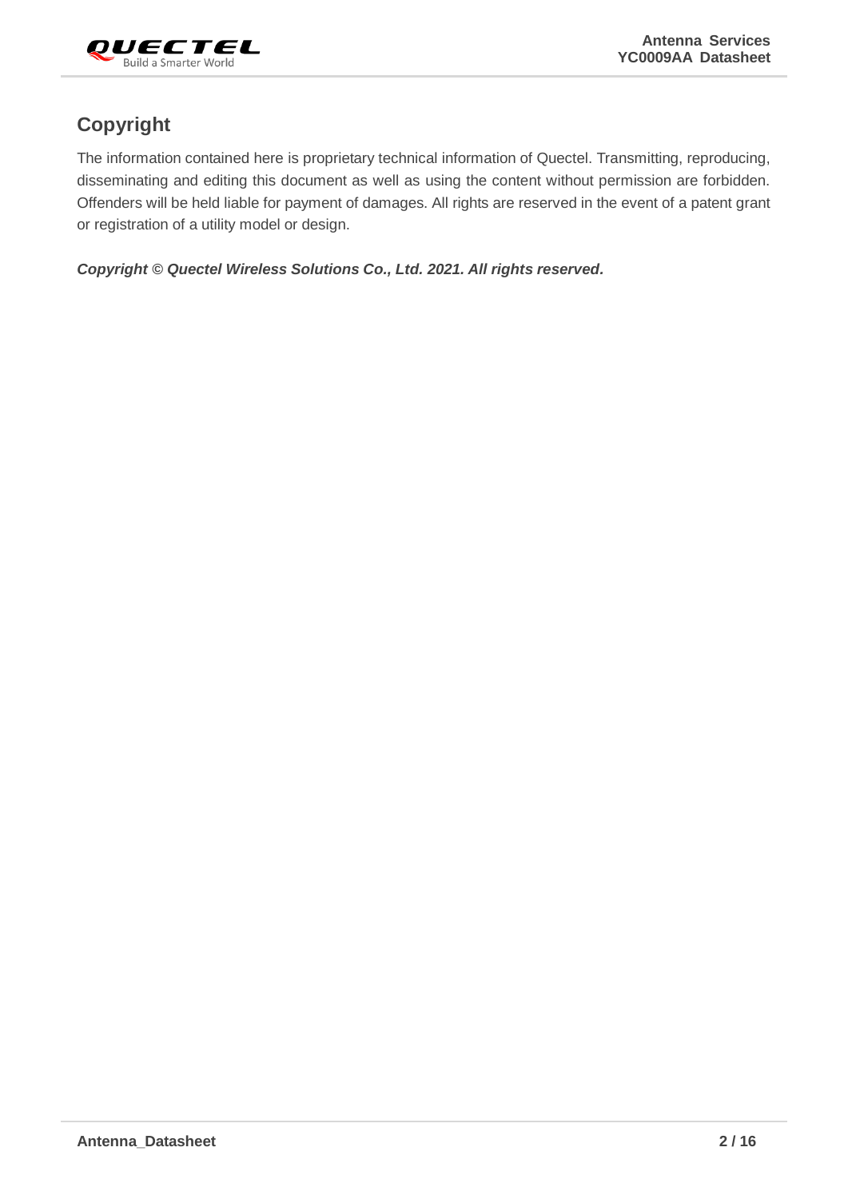## Copyright

The information contained here is proprietary technical information of Quectel. Transmitting, reproducing, disseminating and editing this document as well as using the content without permission are forbidden. Offenders will be held liable for payment of damages. All rights are reserved in the event of a patent grant or registration of a utility model or design.

***Copyright © Quectel Wireless Solutions Co., Ltd. 2021. All rights reserved.***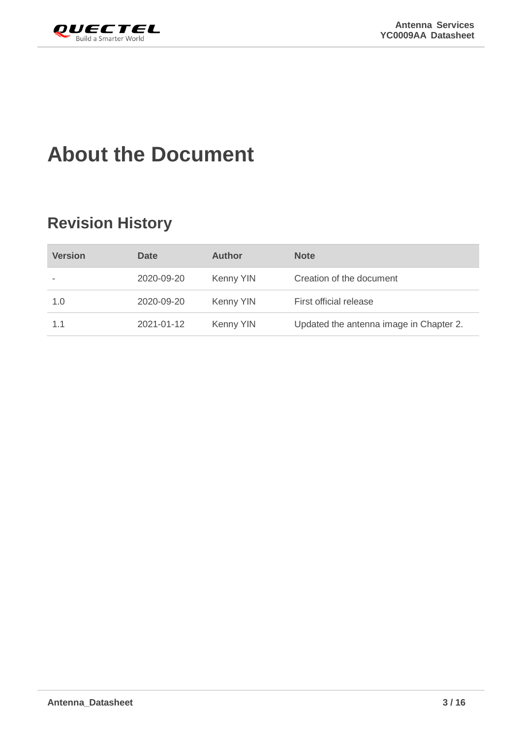# About the Document

## Revision History

| Version | Date | Author | Note |
| --- | --- | --- | --- |
| - | 2020-09-20 | Kenny YIN | Creation of the document |
| 1.0 | 2020-09-20 | Kenny YIN | First official release |
| 1.1 | 2021-01-12 | Kenny YIN | Updated the antenna image in Chapter 2. |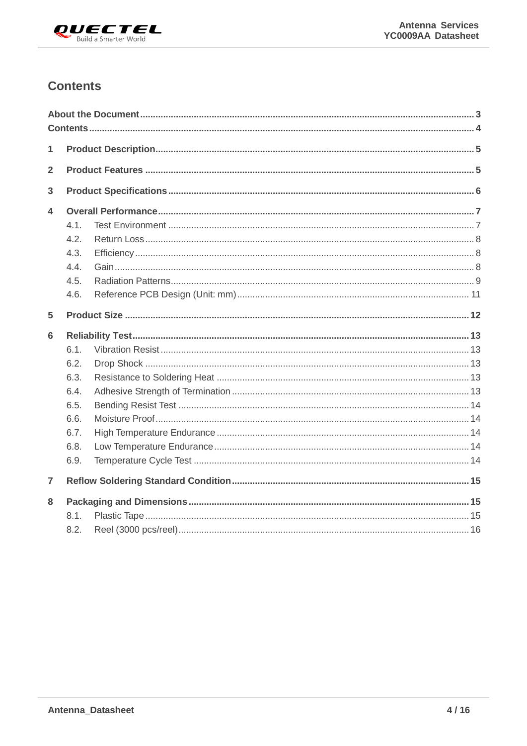# Contents

**About the Document** ..................................................................................................... 3
**Contents** ..................................................................................................................... 4

**1 Product Description** ................................................................................................... 5

**2 Product Features** ....................................................................................................... 5

**3 Product Specifications** ............................................................................................... 6

**4 Overall Performance** .................................................................................................. 7
- 4.1. Test Environment ....................................................................................................... 7
- 4.2. Return Loss ............................................................................................................... 8
- 4.3. Efficiency .................................................................................................................. 8
- 4.4. Gain ........................................................................................................................... 8
- 4.5. Radiation Patterns ..................................................................................................... 9
- 4.6. Reference PCB Design (Unit: mm) .......................................................................... 11

**5 Product Size** ............................................................................................................. 12

**6 Reliability Test** .......................................................................................................... 13
- 6.1. Vibration Resist ....................................................................................................... 13
- 6.2. Drop Shock .............................................................................................................. 13
- 6.3. Resistance to Soldering Heat .................................................................................. 13
- 6.4. Adhesive Strength of Termination ............................................................................ 13
- 6.5. Bending Resist Test ................................................................................................. 14
- 6.6. Moisture Proof .......................................................................................................... 14
- 6.7. High Temperature Endurance .................................................................................. 14
- 6.8. Low Temperature Endurance ................................................................................... 14
- 6.9. Temperature Cycle Test ........................................................................................... 14

**7 Reflow Soldering Standard Condition** ...................................................................... 15

**8 Packaging and Dimensions** ...................................................................................... 15
- 8.1. Plastic Tape ............................................................................................................. 15
- 8.2. Reel (3000 pcs/reel) ................................................................................................. 16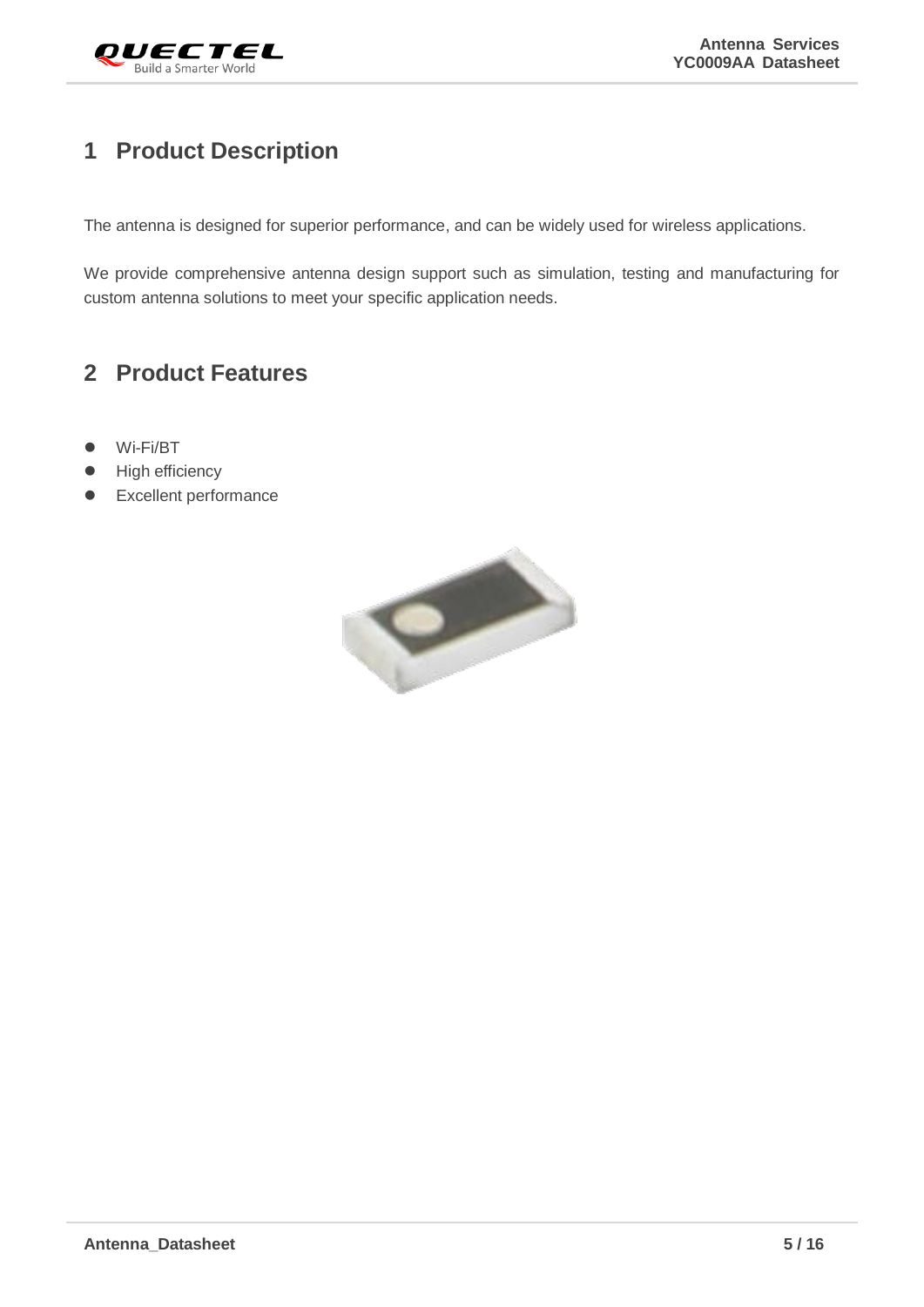# 1 Product Description

The antenna is designed for superior performance, and can be widely used for wireless applications.

We provide comprehensive antenna design support such as simulation, testing and manufacturing for custom antenna solutions to meet your specific application needs.

# 2 Product Features

- Wi-Fi/BT
- High efficiency
- Excellent performance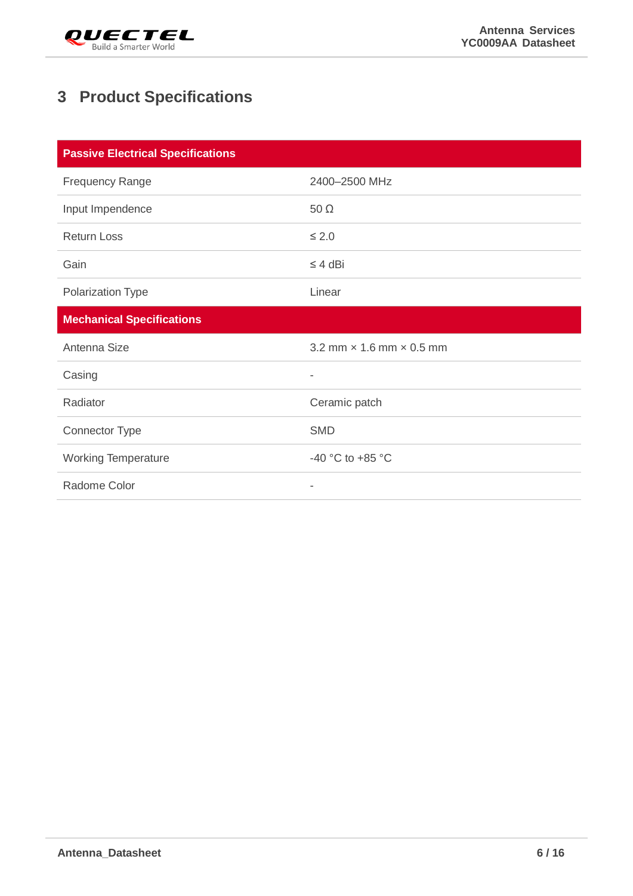# 3 Product Specifications

| Passive Electrical Specifications | |
|---|---|
| Frequency Range | 2400–2500 MHz |
| Input Impendence | 50 Ω |
| Return Loss | ≤ 2.0 |
| Gain | ≤ 4 dBi |
| Polarization Type | Linear |
| **Mechanical Specifications** | |
| Antenna Size | 3.2 mm × 1.6 mm × 0.5 mm |
| Casing | - |
| Radiator | Ceramic patch |
| Connector Type | SMD |
| Working Temperature | -40 °C to +85 °C |
| Radome Color | - |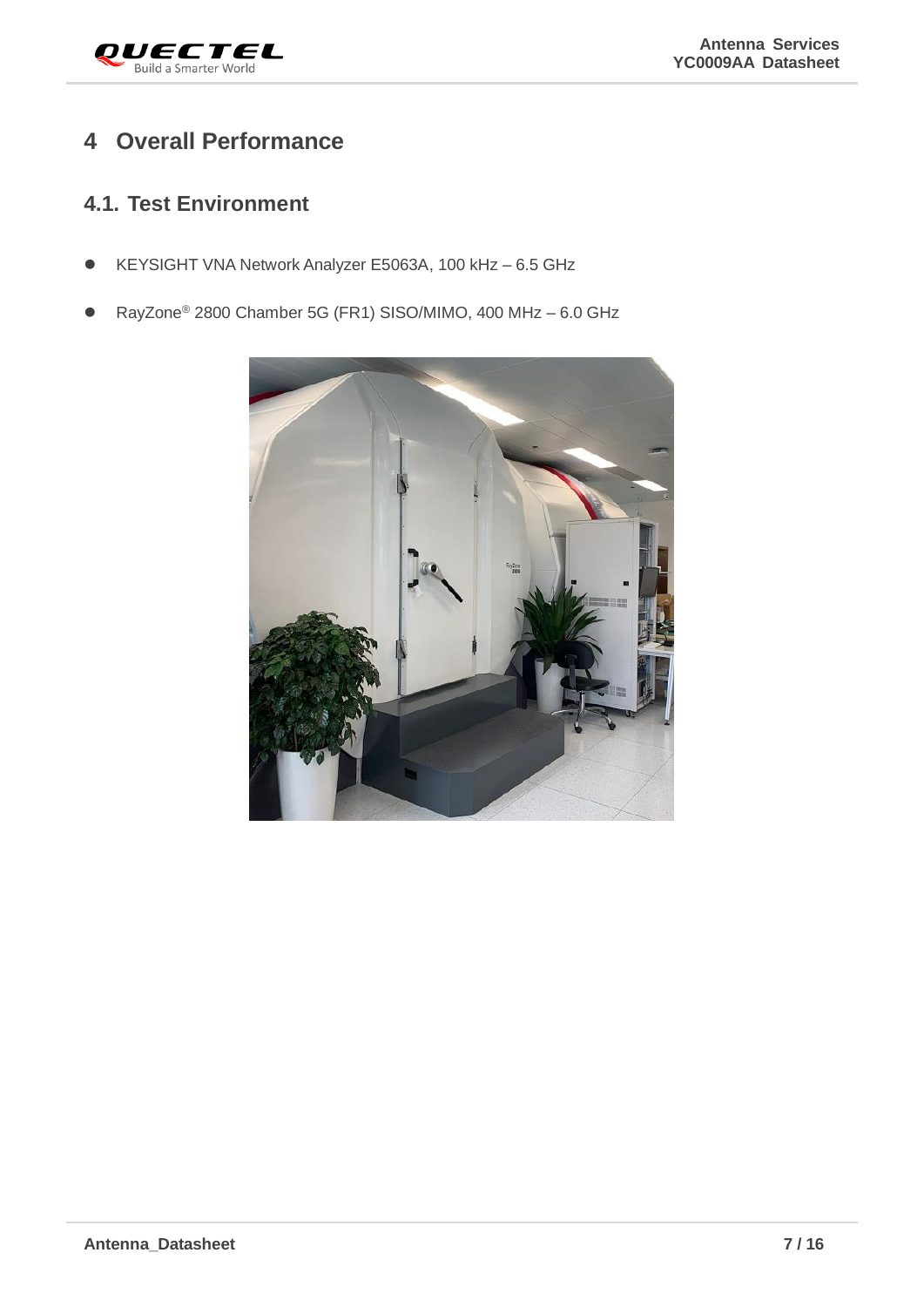# 4 Overall Performance

## 4.1. Test Environment

- KEYSIGHT VNA Network Analyzer E5063A, 100 kHz – 6.5 GHz
- RayZone® 2800 Chamber 5G (FR1) SISO/MIMO, 400 MHz – 6.0 GHz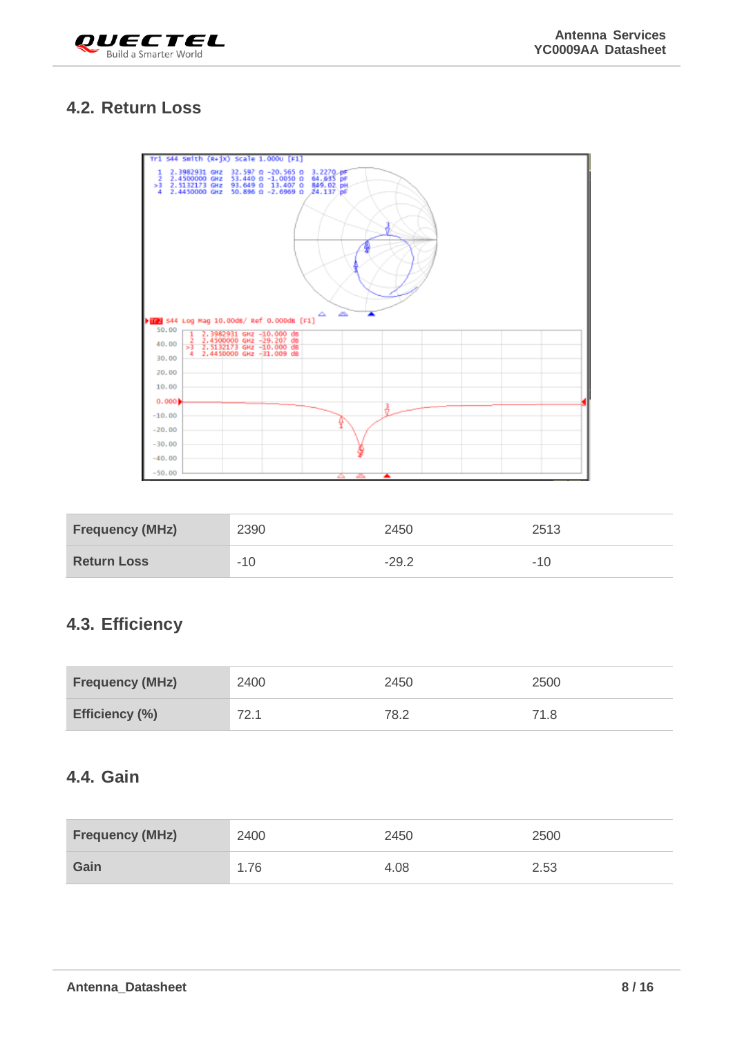## 4.2. Return Loss

| Frequency (MHz) | 2390 | 2450 | 2513 |
|---|---|---|---|
| Return Loss | -10 | -29.2 | -10 |

## 4.3. Efficiency

| Frequency (MHz) | 2400 | 2450 | 2500 |
|---|---|---|---|
| Efficiency (%) | 72.1 | 78.2 | 71.8 |

## 4.4. Gain

| Frequency (MHz) | 2400 | 2450 | 2500 |
|---|---|---|---|
| Gain | 1.76 | 4.08 | 2.53 |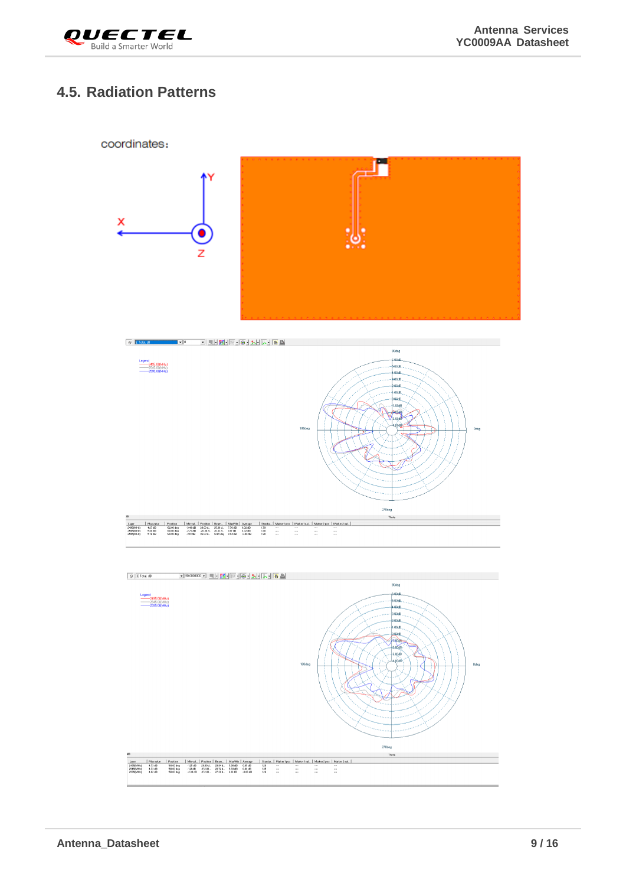## 4.5. Radiation Patterns

coordinates: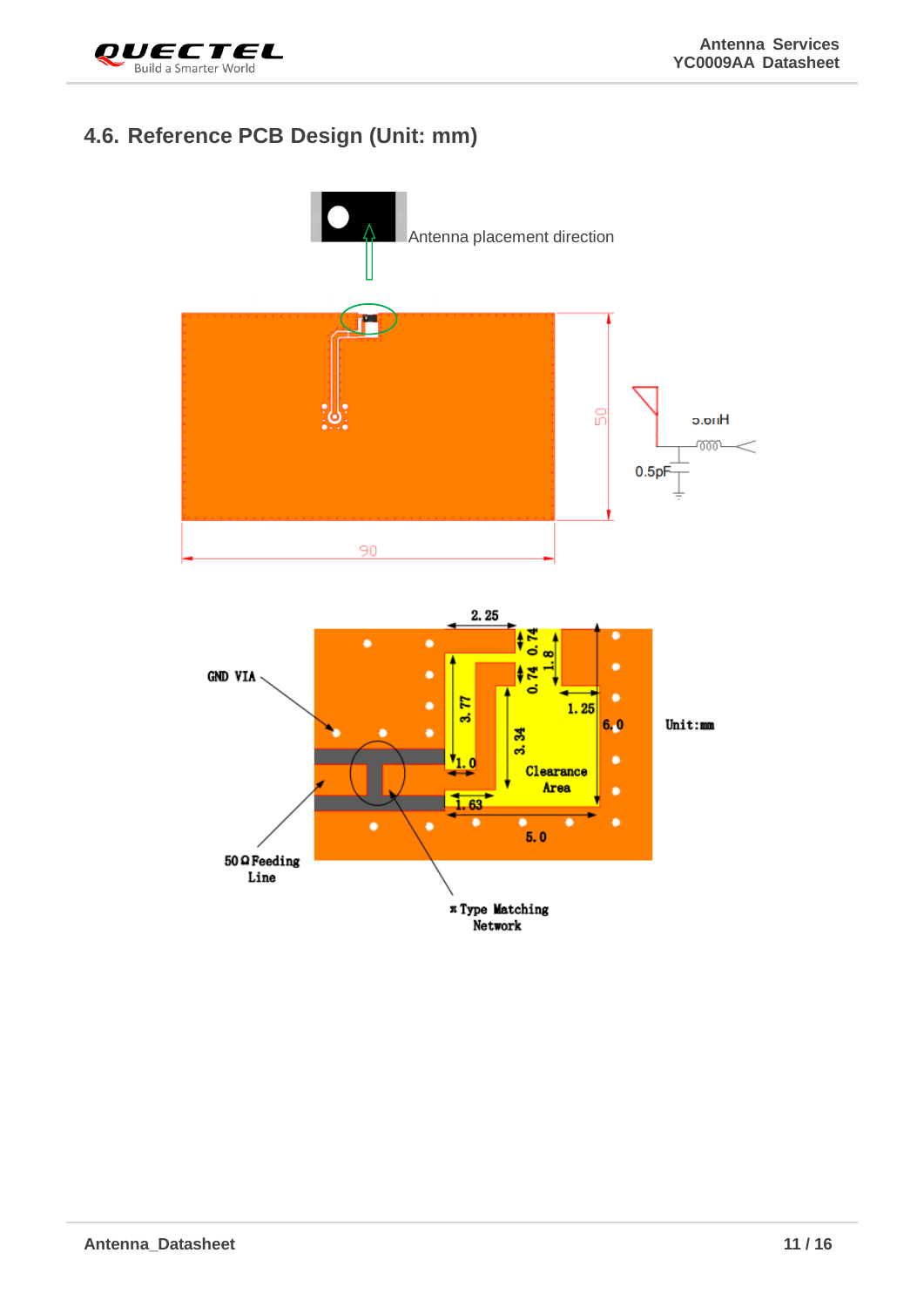## 4.6. Reference PCB Design (Unit: mm)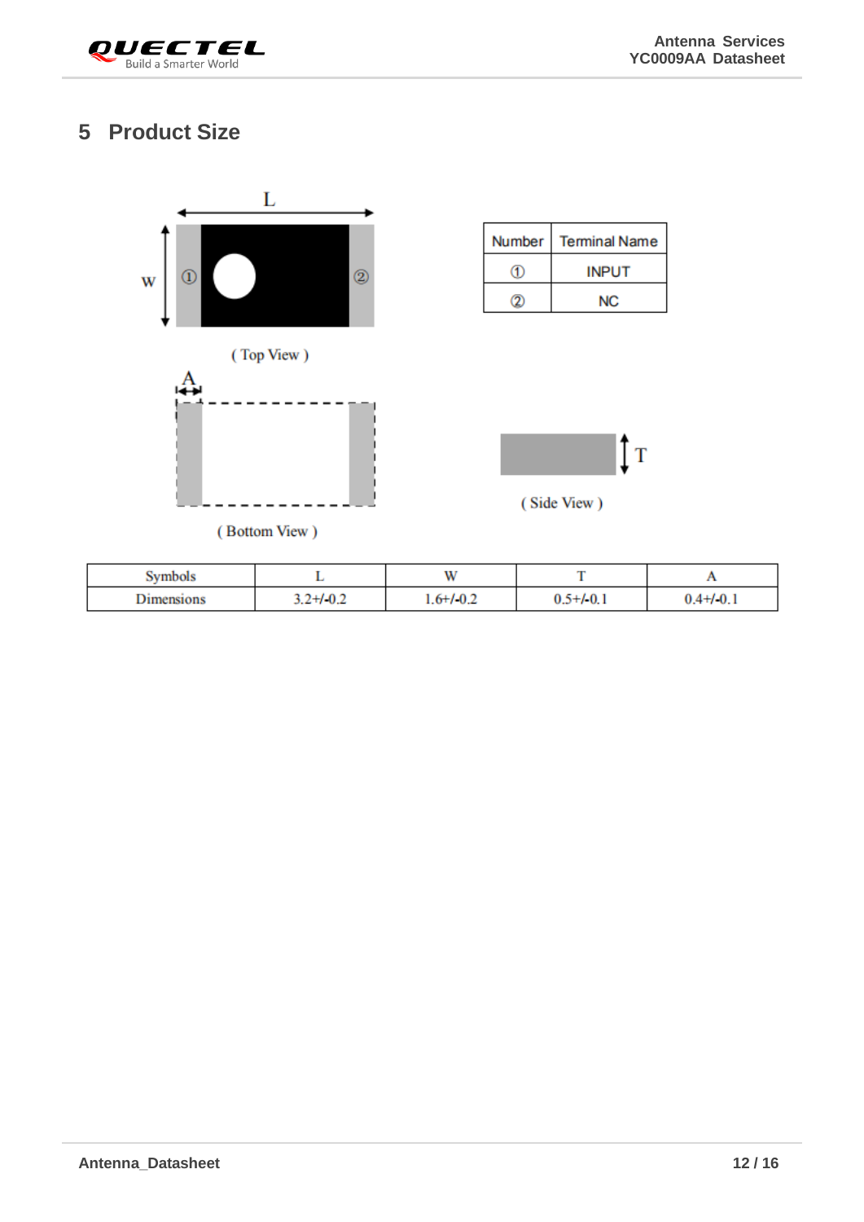# 5 Product Size

( Top View )

| Number | Terminal Name |
| --- | --- |
| ① | INPUT |
| ② | NC |

( Bottom View )

( Side View )

| Symbols | L | W | T | A |
| --- | --- | --- | --- | --- |
| Dimensions | 3.2+/-0.2 | 1.6+/-0.2 | 0.5+/-0.1 | 0.4+/-0.1 |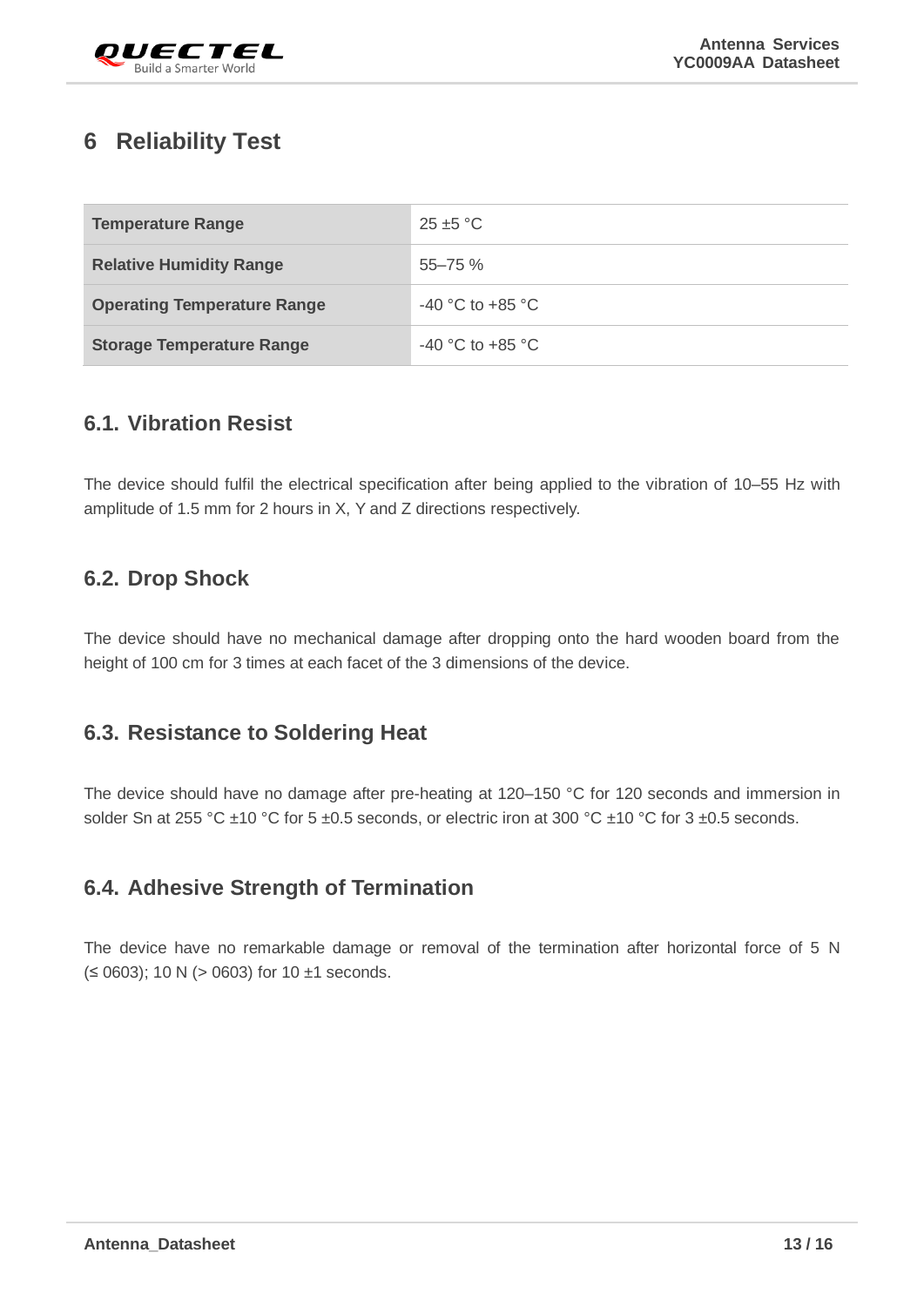# 6 Reliability Test

| Temperature Range | 25 ±5 °C |
|---|---|
| Relative Humidity Range | 55–75 % |
| Operating Temperature Range | -40 °C to +85 °C |
| Storage Temperature Range | -40 °C to +85 °C |

## 6.1. Vibration Resist

The device should fulfil the electrical specification after being applied to the vibration of 10–55 Hz with amplitude of 1.5 mm for 2 hours in X, Y and Z directions respectively.

## 6.2. Drop Shock

The device should have no mechanical damage after dropping onto the hard wooden board from the height of 100 cm for 3 times at each facet of the 3 dimensions of the device.

## 6.3. Resistance to Soldering Heat

The device should have no damage after pre-heating at 120–150 °C for 120 seconds and immersion in solder Sn at 255 °C ±10 °C for 5 ±0.5 seconds, or electric iron at 300 °C ±10 °C for 3 ±0.5 seconds.

## 6.4. Adhesive Strength of Termination

The device have no remarkable damage or removal of the termination after horizontal force of 5 N (≤ 0603); 10 N (> 0603) for 10 ±1 seconds.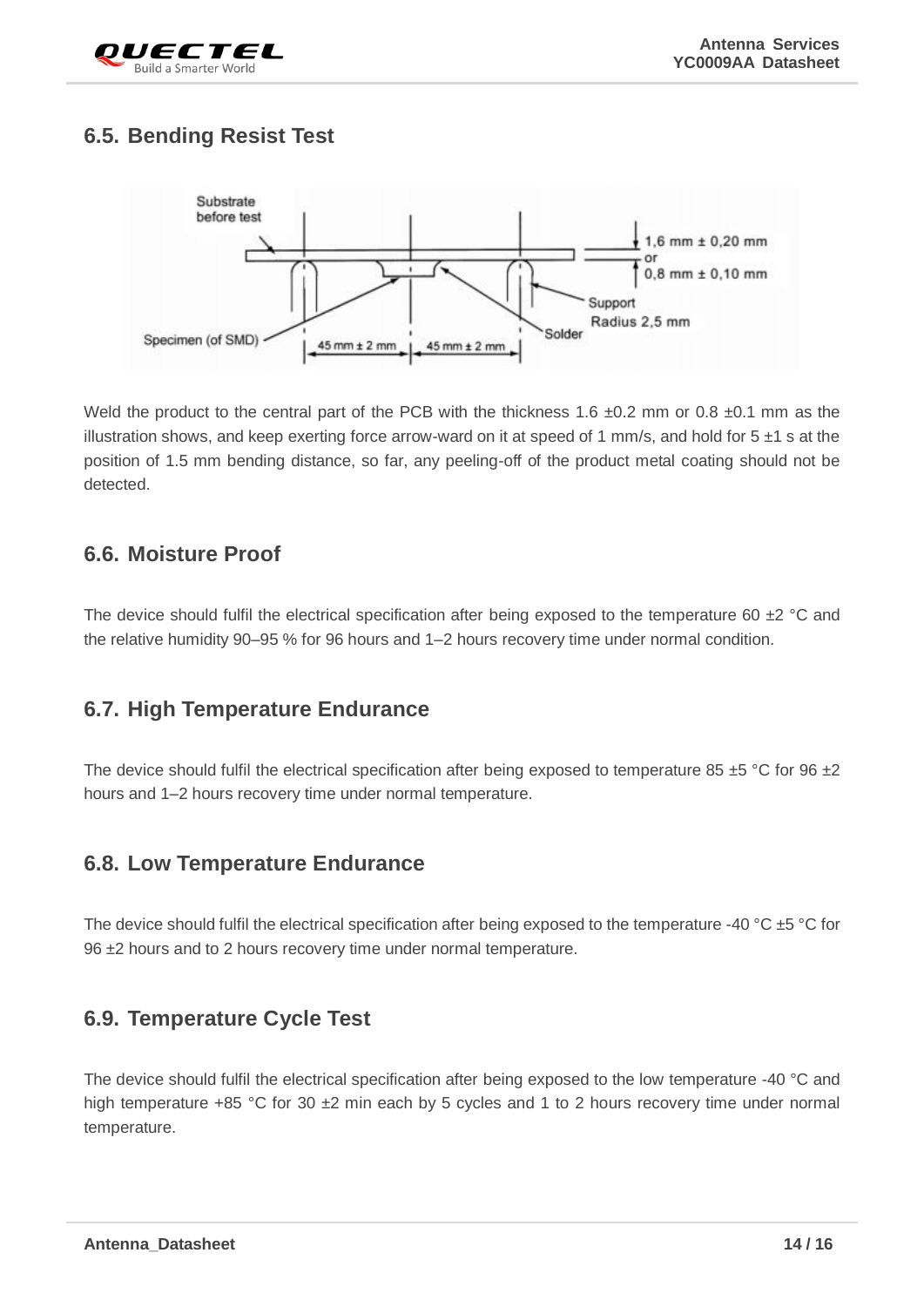## 6.5. Bending Resist Test

Weld the product to the central part of the PCB with the thickness 1.6 ±0.2 mm or 0.8 ±0.1 mm as the illustration shows, and keep exerting force arrow-ward on it at speed of 1 mm/s, and hold for 5 ±1 s at the position of 1.5 mm bending distance, so far, any peeling-off of the product metal coating should not be detected.

## 6.6. Moisture Proof

The device should fulfil the electrical specification after being exposed to the temperature 60 ±2 °C and the relative humidity 90–95 % for 96 hours and 1–2 hours recovery time under normal condition.

## 6.7. High Temperature Endurance

The device should fulfil the electrical specification after being exposed to temperature 85 ±5 °C for 96 ±2 hours and 1–2 hours recovery time under normal temperature.

## 6.8. Low Temperature Endurance

The device should fulfil the electrical specification after being exposed to the temperature -40 °C ±5 °C for 96 ±2 hours and to 2 hours recovery time under normal temperature.

## 6.9. Temperature Cycle Test

The device should fulfil the electrical specification after being exposed to the low temperature -40 °C and high temperature +85 °C for 30 ±2 min each by 5 cycles and 1 to 2 hours recovery time under normal temperature.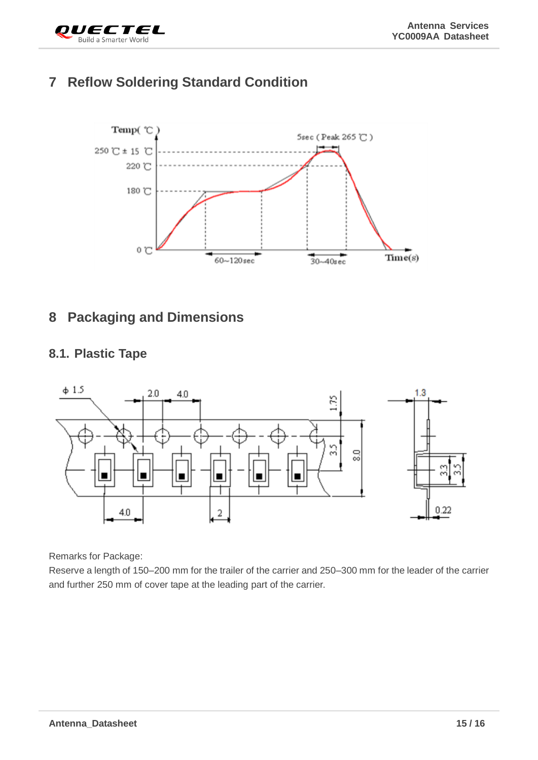# 7 Reflow Soldering Standard Condition

# 8 Packaging and Dimensions

## 8.1. Plastic Tape

Remarks for Package:

Reserve a length of 150–200 mm for the trailer of the carrier and 250–300 mm for the leader of the carrier and further 250 mm of cover tape at the leading part of the carrier.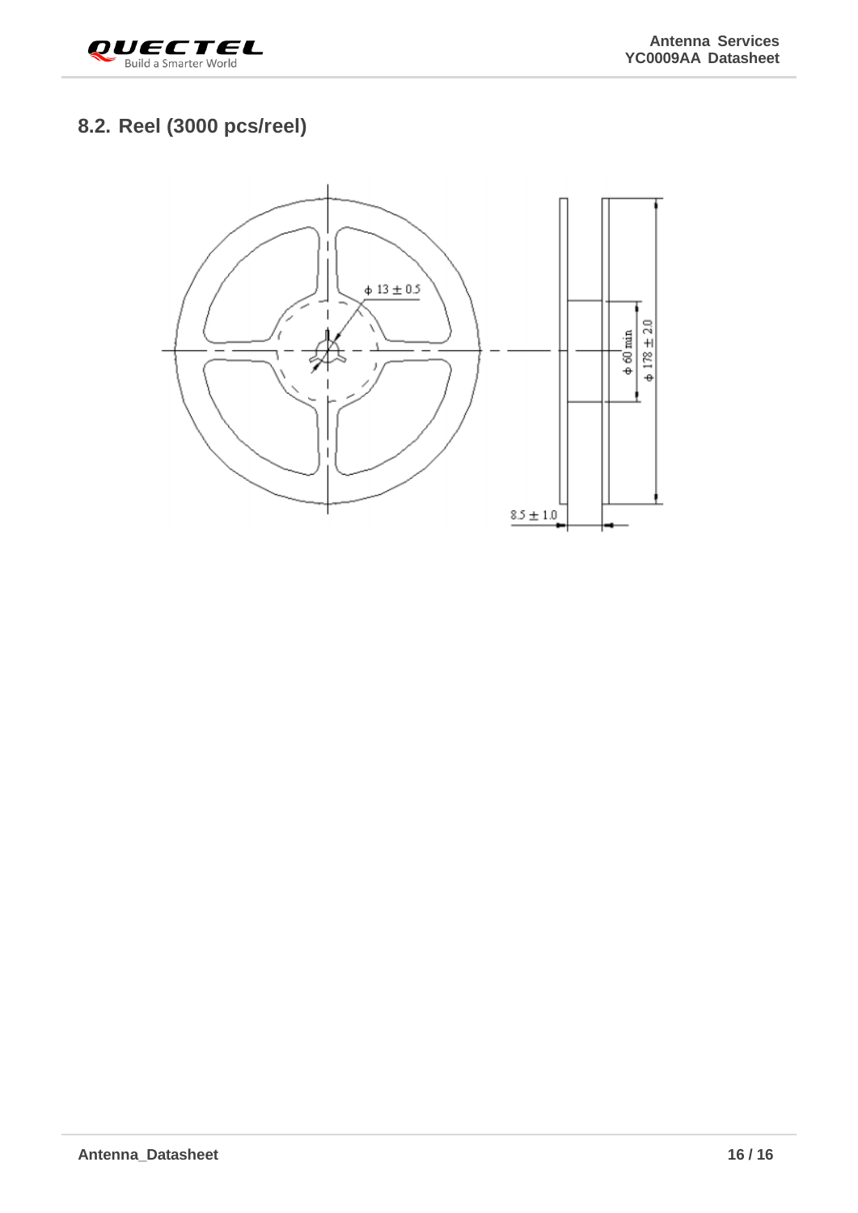## 8.2. Reel (3000 pcs/reel)

ϕ 13 ± 0.5

ϕ 60 min

ϕ 178 ± 2.0

8.5 ± 1.0